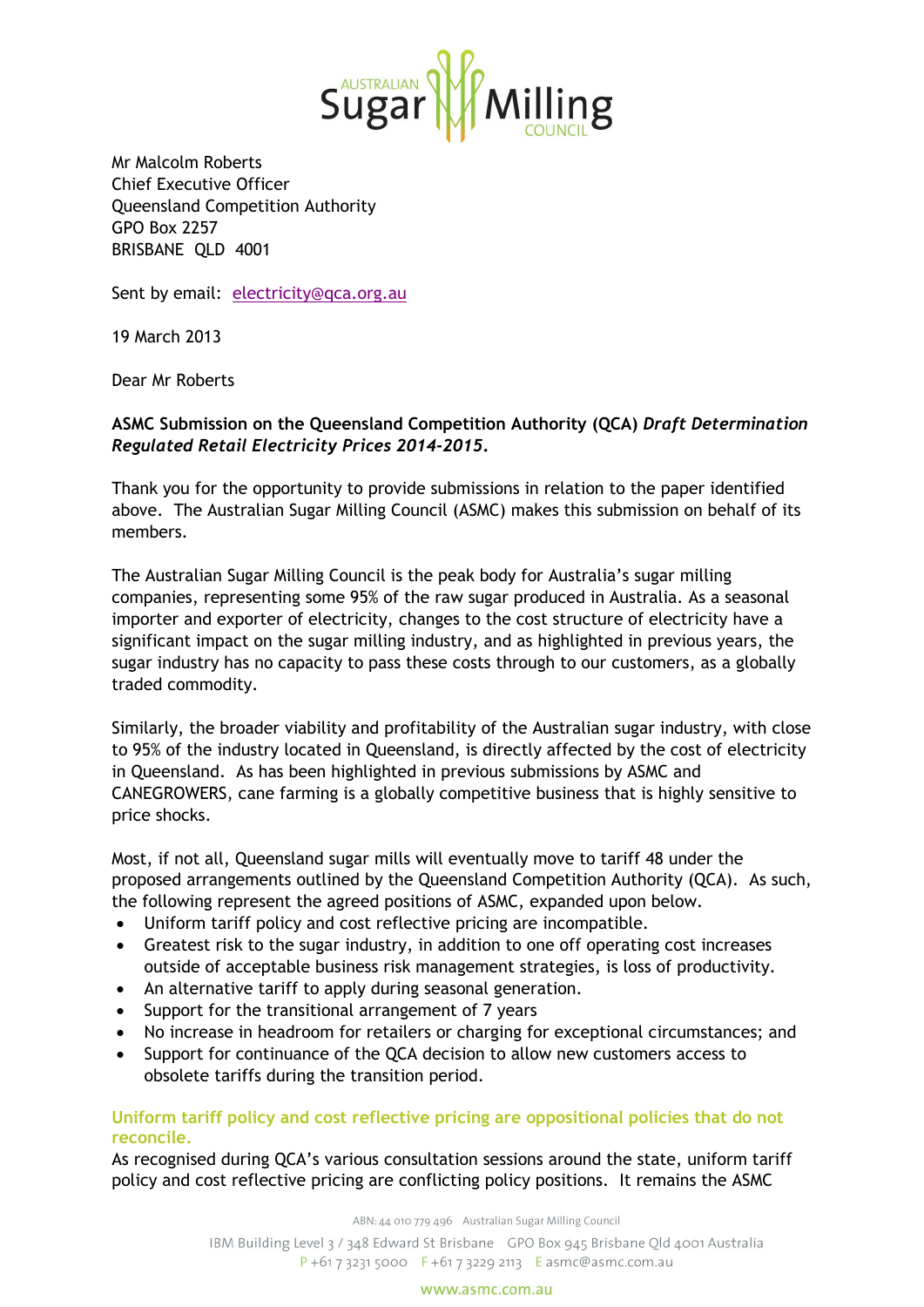Mr Malcolm Roberts
Chief Executive Officer
Queensland Competition Authority
GPO Box 2257
BRISBANE QLD 4001

Sent by email: electricity@qca.org.au

19 March 2013

Dear Mr Roberts

**ASMC Submission on the Queensland Competition Authority (QCA) *Draft Determination Regulated Retail Electricity Prices 2014-2015*.**

Thank you for the opportunity to provide submissions in relation to the paper identified above. The Australian Sugar Milling Council (ASMC) makes this submission on behalf of its members.

The Australian Sugar Milling Council is the peak body for Australia's sugar milling companies, representing some 95% of the raw sugar produced in Australia. As a seasonal importer and exporter of electricity, changes to the cost structure of electricity have a significant impact on the sugar milling industry, and as highlighted in previous years, the sugar industry has no capacity to pass these costs through to our customers, as a globally traded commodity.

Similarly, the broader viability and profitability of the Australian sugar industry, with close to 95% of the industry located in Queensland, is directly affected by the cost of electricity in Queensland. As has been highlighted in previous submissions by ASMC and CANEGROWERS, cane farming is a globally competitive business that is highly sensitive to price shocks.

Most, if not all, Queensland sugar mills will eventually move to tariff 48 under the proposed arrangements outlined by the Queensland Competition Authority (QCA). As such, the following represent the agreed positions of ASMC, expanded upon below.

- Uniform tariff policy and cost reflective pricing are incompatible.
- Greatest risk to the sugar industry, in addition to one off operating cost increases outside of acceptable business risk management strategies, is loss of productivity.
- An alternative tariff to apply during seasonal generation.
- Support for the transitional arrangement of 7 years
- No increase in headroom for retailers or charging for exceptional circumstances; and
- Support for continuance of the QCA decision to allow new customers access to obsolete tariffs during the transition period.

## Uniform tariff policy and cost reflective pricing are oppositional policies that do not reconcile.

As recognised during QCA's various consultation sessions around the state, uniform tariff policy and cost reflective pricing are conflicting policy positions. It remains the ASMC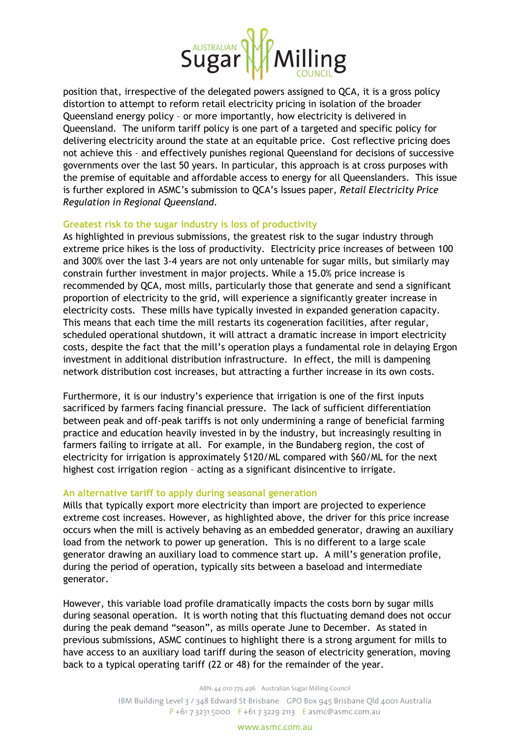position that, irrespective of the delegated powers assigned to QCA, it is a gross policy distortion to attempt to reform retail electricity pricing in isolation of the broader Queensland energy policy – or more importantly, how electricity is delivered in Queensland. The uniform tariff policy is one part of a targeted and specific policy for delivering electricity around the state at an equitable price. Cost reflective pricing does not achieve this – and effectively punishes regional Queensland for decisions of successive governments over the last 50 years. In particular, this approach is at cross purposes with the premise of equitable and affordable access to energy for all Queenslanders. This issue is further explored in ASMC's submission to QCA's Issues paper, *Retail Electricity Price Regulation in Regional Queensland*.

### Greatest risk to the sugar industry is loss of productivity

As highlighted in previous submissions, the greatest risk to the sugar industry through extreme price hikes is the loss of productivity. Electricity price increases of between 100 and 300% over the last 3-4 years are not only untenable for sugar mills, but similarly may constrain further investment in major projects. While a 15.0% price increase is recommended by QCA, most mills, particularly those that generate and send a significant proportion of electricity to the grid, will experience a significantly greater increase in electricity costs. These mills have typically invested in expanded generation capacity. This means that each time the mill restarts its cogeneration facilities, after regular, scheduled operational shutdown, it will attract a dramatic increase in import electricity costs, despite the fact that the mill's operation plays a fundamental role in delaying Ergon investment in additional distribution infrastructure. In effect, the mill is dampening network distribution cost increases, but attracting a further increase in its own costs.

Furthermore, it is our industry's experience that irrigation is one of the first inputs sacrificed by farmers facing financial pressure. The lack of sufficient differentiation between peak and off-peak tariffs is not only undermining a range of beneficial farming practice and education heavily invested in by the industry, but increasingly resulting in farmers failing to irrigate at all. For example, in the Bundaberg region, the cost of electricity for irrigation is approximately $120/ML compared with $60/ML for the next highest cost irrigation region – acting as a significant disincentive to irrigate.

### An alternative tariff to apply during seasonal generation

Mills that typically export more electricity than import are projected to experience extreme cost increases. However, as highlighted above, the driver for this price increase occurs when the mill is actively behaving as an embedded generator, drawing an auxiliary load from the network to power up generation. This is no different to a large scale generator drawing an auxiliary load to commence start up. A mill's generation profile, during the period of operation, typically sits between a baseload and intermediate generator.

However, this variable load profile dramatically impacts the costs born by sugar mills during seasonal operation. It is worth noting that this fluctuating demand does not occur during the peak demand "season", as mills operate June to December. As stated in previous submissions, ASMC continues to highlight there is a strong argument for mills to have access to an auxiliary load tariff during the season of electricity generation, moving back to a typical operating tariff (22 or 48) for the remainder of the year.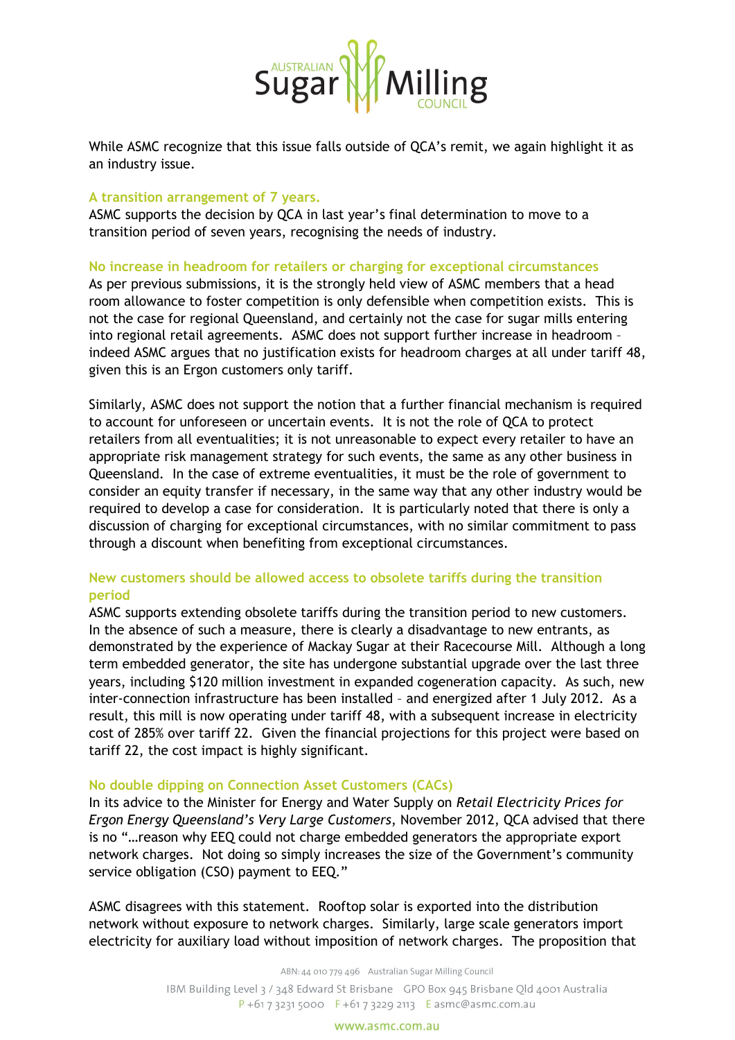While ASMC recognize that this issue falls outside of QCA's remit, we again highlight it as an industry issue.

### A transition arrangement of 7 years.

ASMC supports the decision by QCA in last year's final determination to move to a transition period of seven years, recognising the needs of industry.

### No increase in headroom for retailers or charging for exceptional circumstances

As per previous submissions, it is the strongly held view of ASMC members that a head room allowance to foster competition is only defensible when competition exists. This is not the case for regional Queensland, and certainly not the case for sugar mills entering into regional retail agreements. ASMC does not support further increase in headroom – indeed ASMC argues that no justification exists for headroom charges at all under tariff 48, given this is an Ergon customers only tariff.

Similarly, ASMC does not support the notion that a further financial mechanism is required to account for unforeseen or uncertain events. It is not the role of QCA to protect retailers from all eventualities; it is not unreasonable to expect every retailer to have an appropriate risk management strategy for such events, the same as any other business in Queensland. In the case of extreme eventualities, it must be the role of government to consider an equity transfer if necessary, in the same way that any other industry would be required to develop a case for consideration. It is particularly noted that there is only a discussion of charging for exceptional circumstances, with no similar commitment to pass through a discount when benefiting from exceptional circumstances.

### New customers should be allowed access to obsolete tariffs during the transition period

ASMC supports extending obsolete tariffs during the transition period to new customers. In the absence of such a measure, there is clearly a disadvantage to new entrants, as demonstrated by the experience of Mackay Sugar at their Racecourse Mill. Although a long term embedded generator, the site has undergone substantial upgrade over the last three years, including $120 million investment in expanded cogeneration capacity. As such, new inter-connection infrastructure has been installed – and energized after 1 July 2012. As a result, this mill is now operating under tariff 48, with a subsequent increase in electricity cost of 285% over tariff 22. Given the financial projections for this project were based on tariff 22, the cost impact is highly significant.

### No double dipping on Connection Asset Customers (CACs)

In its advice to the Minister for Energy and Water Supply on *Retail Electricity Prices for Ergon Energy Queensland's Very Large Customers*, November 2012, QCA advised that there is no "…reason why EEQ could not charge embedded generators the appropriate export network charges. Not doing so simply increases the size of the Government's community service obligation (CSO) payment to EEQ."

ASMC disagrees with this statement. Rooftop solar is exported into the distribution network without exposure to network charges. Similarly, large scale generators import electricity for auxiliary load without imposition of network charges. The proposition that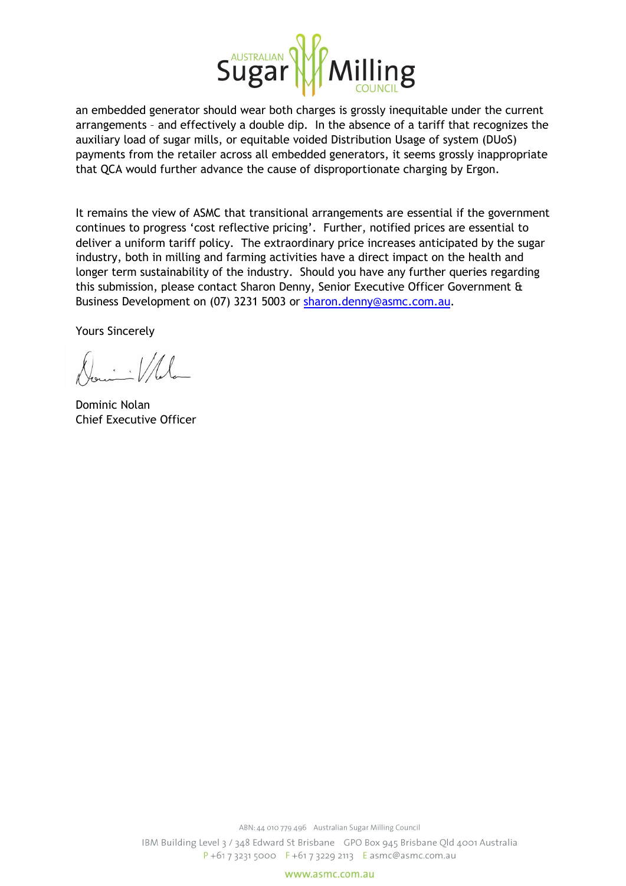an embedded generator should wear both charges is grossly inequitable under the current arrangements – and effectively a double dip. In the absence of a tariff that recognizes the auxiliary load of sugar mills, or equitable voided Distribution Usage of system (DUoS) payments from the retailer across all embedded generators, it seems grossly inappropriate that QCA would further advance the cause of disproportionate charging by Ergon.

It remains the view of ASMC that transitional arrangements are essential if the government continues to progress 'cost reflective pricing'. Further, notified prices are essential to deliver a uniform tariff policy. The extraordinary price increases anticipated by the sugar industry, both in milling and farming activities have a direct impact on the health and longer term sustainability of the industry. Should you have any further queries regarding this submission, please contact Sharon Denny, Senior Executive Officer Government & Business Development on (07) 3231 5003 or [sharon.denny@asmc.com.au](mailto:sharon.denny@asmc.com.au).

Yours Sincerely

Dominic Nolan
Chief Executive Officer

ABN: 44 010 779 496 Australian Sugar Milling Council

IBM Building Level 3 / 348 Edward St Brisbane GPO Box 945 Brisbane Qld 4001 Australia
P +61 7 3231 5000 F +61 7 3229 2113 E asmc@asmc.com.au

www.asmc.com.au